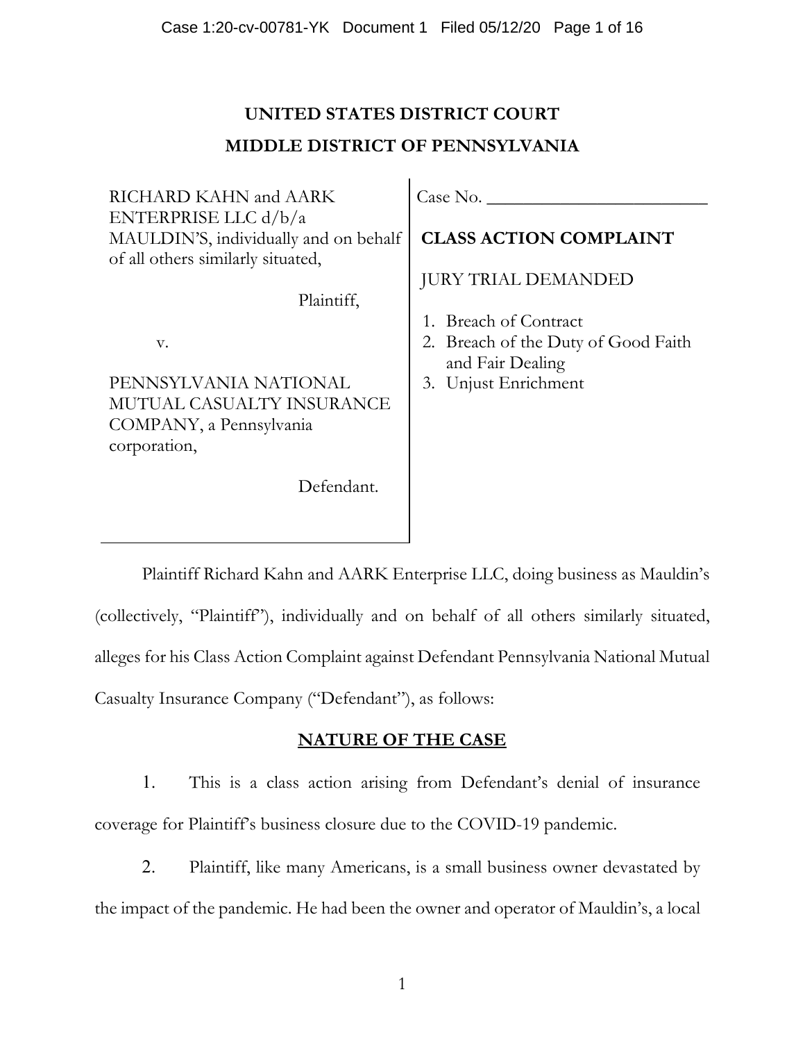# UNITED STATES DISTRICT COURT
## MIDDLE DISTRICT OF PENNSYLVANIA

| | |
|---|---|
| RICHARD KAHN and AARK ENTERPRISE LLC d/b/a MAULDIN'S, individually and on behalf of all others similarly situated,<br><br>Plaintiff,<br><br>v.<br><br>PENNSYLVANIA NATIONAL MUTUAL CASUALTY INSURANCE COMPANY, a Pennsylvania corporation,<br><br>Defendant. | Case No. \_\_\_\_\_\_\_\_\_\_\_\_\_\_\_\_\_\_\_\_\_\_\_\_<br><br>**CLASS ACTION COMPLAINT**<br><br>JURY TRIAL DEMANDED<br><br>1. Breach of Contract<br>2. Breach of the Duty of Good Faith and Fair Dealing<br>3. Unjust Enrichment |

Plaintiff Richard Kahn and AARK Enterprise LLC, doing business as Mauldin's (collectively, "Plaintiff"), individually and on behalf of all others similarly situated, alleges for his Class Action Complaint against Defendant Pennsylvania National Mutual Casualty Insurance Company ("Defendant"), as follows:

## NATURE OF THE CASE

1. This is a class action arising from Defendant's denial of insurance coverage for Plaintiff's business closure due to the COVID-19 pandemic.

2. Plaintiff, like many Americans, is a small business owner devastated by the impact of the pandemic. He had been the owner and operator of Mauldin's, a local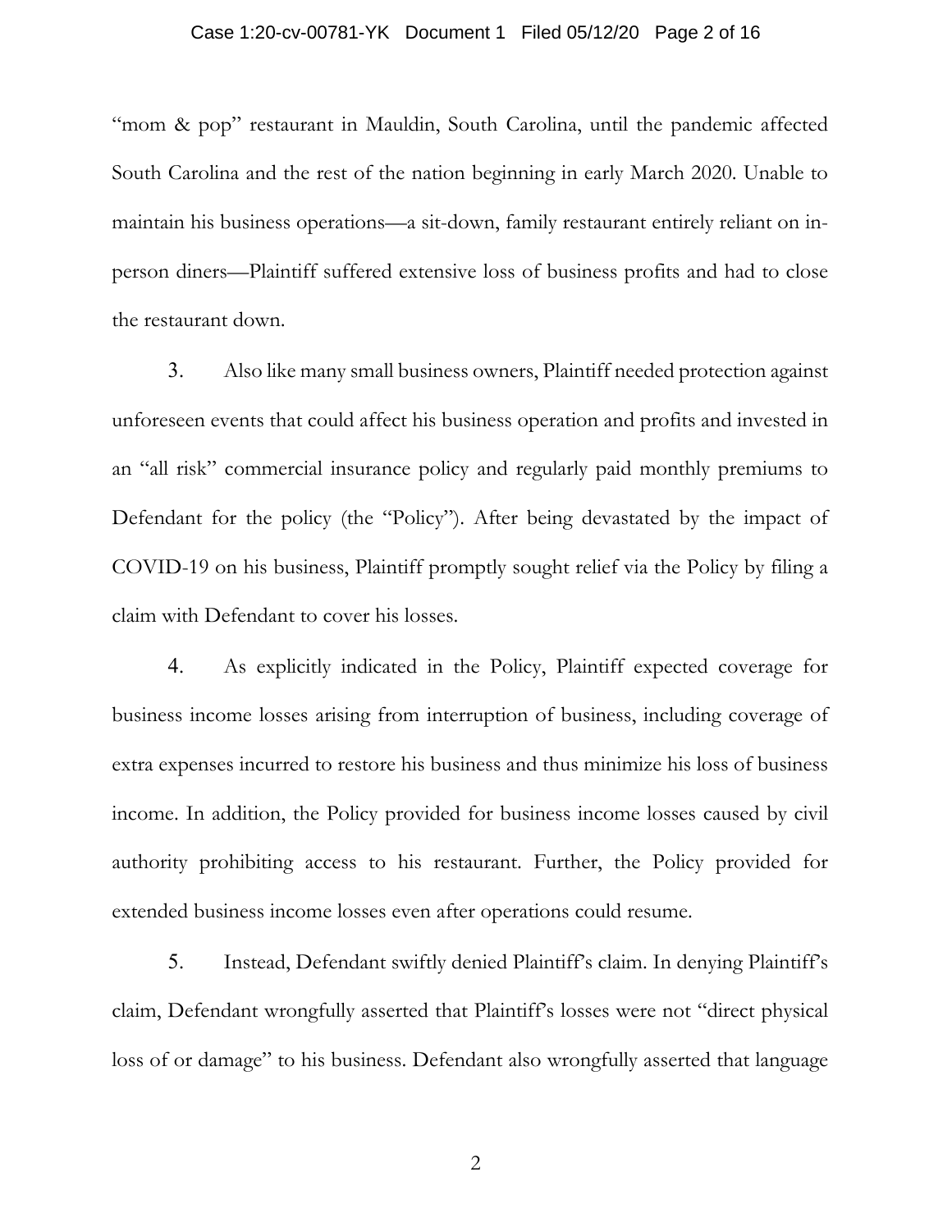"mom & pop" restaurant in Mauldin, South Carolina, until the pandemic affected South Carolina and the rest of the nation beginning in early March 2020. Unable to maintain his business operations—a sit-down, family restaurant entirely reliant on in-person diners—Plaintiff suffered extensive loss of business profits and had to close the restaurant down.

3. Also like many small business owners, Plaintiff needed protection against unforeseen events that could affect his business operation and profits and invested in an "all risk" commercial insurance policy and regularly paid monthly premiums to Defendant for the policy (the "Policy"). After being devastated by the impact of COVID-19 on his business, Plaintiff promptly sought relief via the Policy by filing a claim with Defendant to cover his losses.

4. As explicitly indicated in the Policy, Plaintiff expected coverage for business income losses arising from interruption of business, including coverage of extra expenses incurred to restore his business and thus minimize his loss of business income. In addition, the Policy provided for business income losses caused by civil authority prohibiting access to his restaurant. Further, the Policy provided for extended business income losses even after operations could resume.

5. Instead, Defendant swiftly denied Plaintiff's claim. In denying Plaintiff's claim, Defendant wrongfully asserted that Plaintiff's losses were not "direct physical loss of or damage" to his business. Defendant also wrongfully asserted that language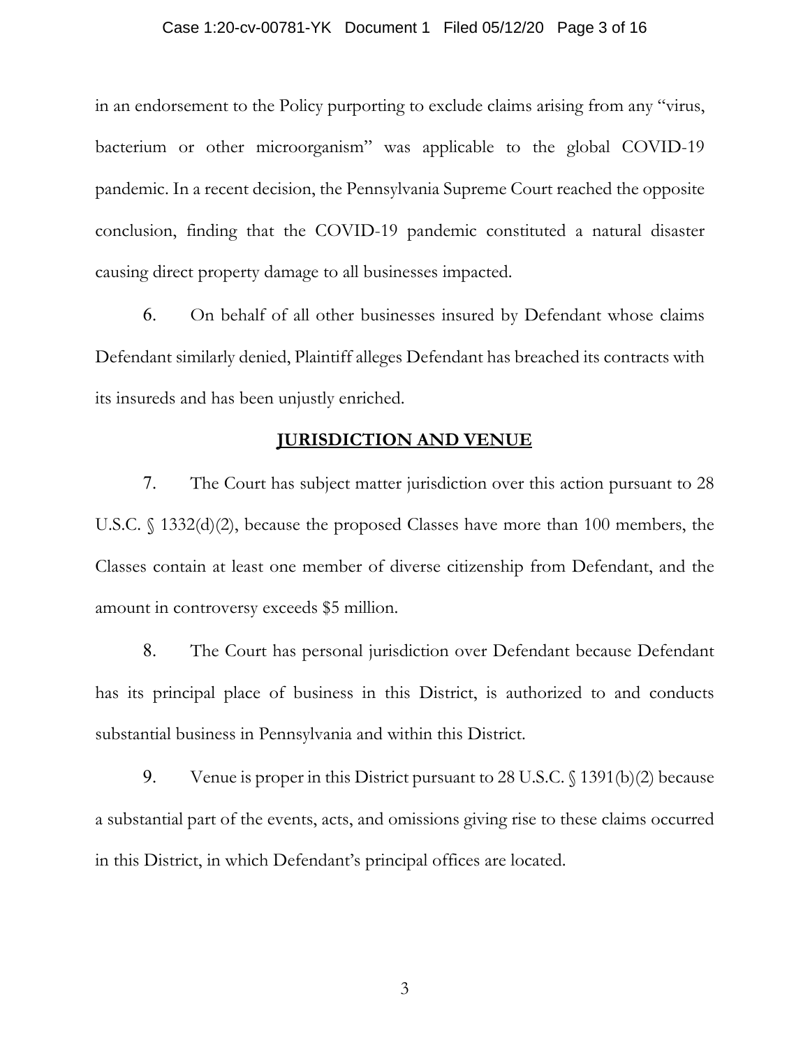in an endorsement to the Policy purporting to exclude claims arising from any "virus, bacterium or other microorganism" was applicable to the global COVID-19 pandemic. In a recent decision, the Pennsylvania Supreme Court reached the opposite conclusion, finding that the COVID-19 pandemic constituted a natural disaster causing direct property damage to all businesses impacted.

6. On behalf of all other businesses insured by Defendant whose claims Defendant similarly denied, Plaintiff alleges Defendant has breached its contracts with its insureds and has been unjustly enriched.

## JURISDICTION AND VENUE

7. The Court has subject matter jurisdiction over this action pursuant to 28 U.S.C. § 1332(d)(2), because the proposed Classes have more than 100 members, the Classes contain at least one member of diverse citizenship from Defendant, and the amount in controversy exceeds $5 million.

8. The Court has personal jurisdiction over Defendant because Defendant has its principal place of business in this District, is authorized to and conducts substantial business in Pennsylvania and within this District.

9. Venue is proper in this District pursuant to 28 U.S.C. § 1391(b)(2) because a substantial part of the events, acts, and omissions giving rise to these claims occurred in this District, in which Defendant's principal offices are located.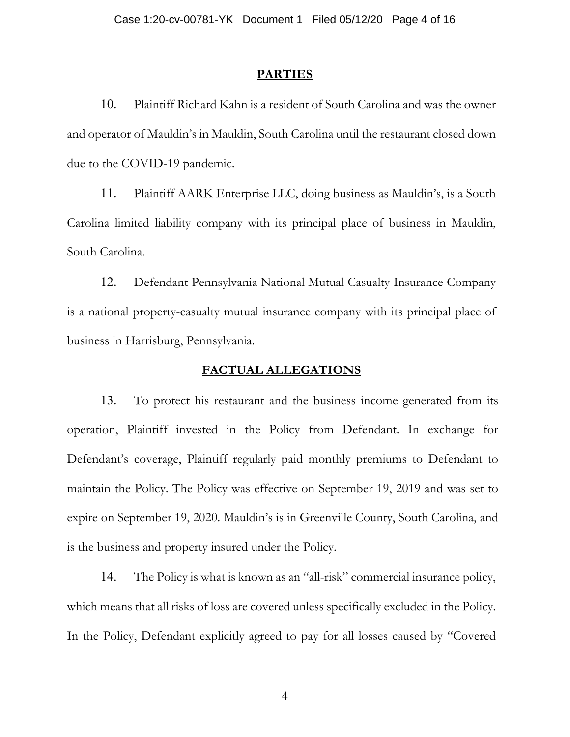## PARTIES

10. Plaintiff Richard Kahn is a resident of South Carolina and was the owner and operator of Mauldin's in Mauldin, South Carolina until the restaurant closed down due to the COVID-19 pandemic.

11. Plaintiff AARK Enterprise LLC, doing business as Mauldin's, is a South Carolina limited liability company with its principal place of business in Mauldin, South Carolina.

12. Defendant Pennsylvania National Mutual Casualty Insurance Company is a national property-casualty mutual insurance company with its principal place of business in Harrisburg, Pennsylvania.

## FACTUAL ALLEGATIONS

13. To protect his restaurant and the business income generated from its operation, Plaintiff invested in the Policy from Defendant. In exchange for Defendant's coverage, Plaintiff regularly paid monthly premiums to Defendant to maintain the Policy. The Policy was effective on September 19, 2019 and was set to expire on September 19, 2020. Mauldin's is in Greenville County, South Carolina, and is the business and property insured under the Policy.

14. The Policy is what is known as an "all-risk" commercial insurance policy, which means that all risks of loss are covered unless specifically excluded in the Policy. In the Policy, Defendant explicitly agreed to pay for all losses caused by "Covered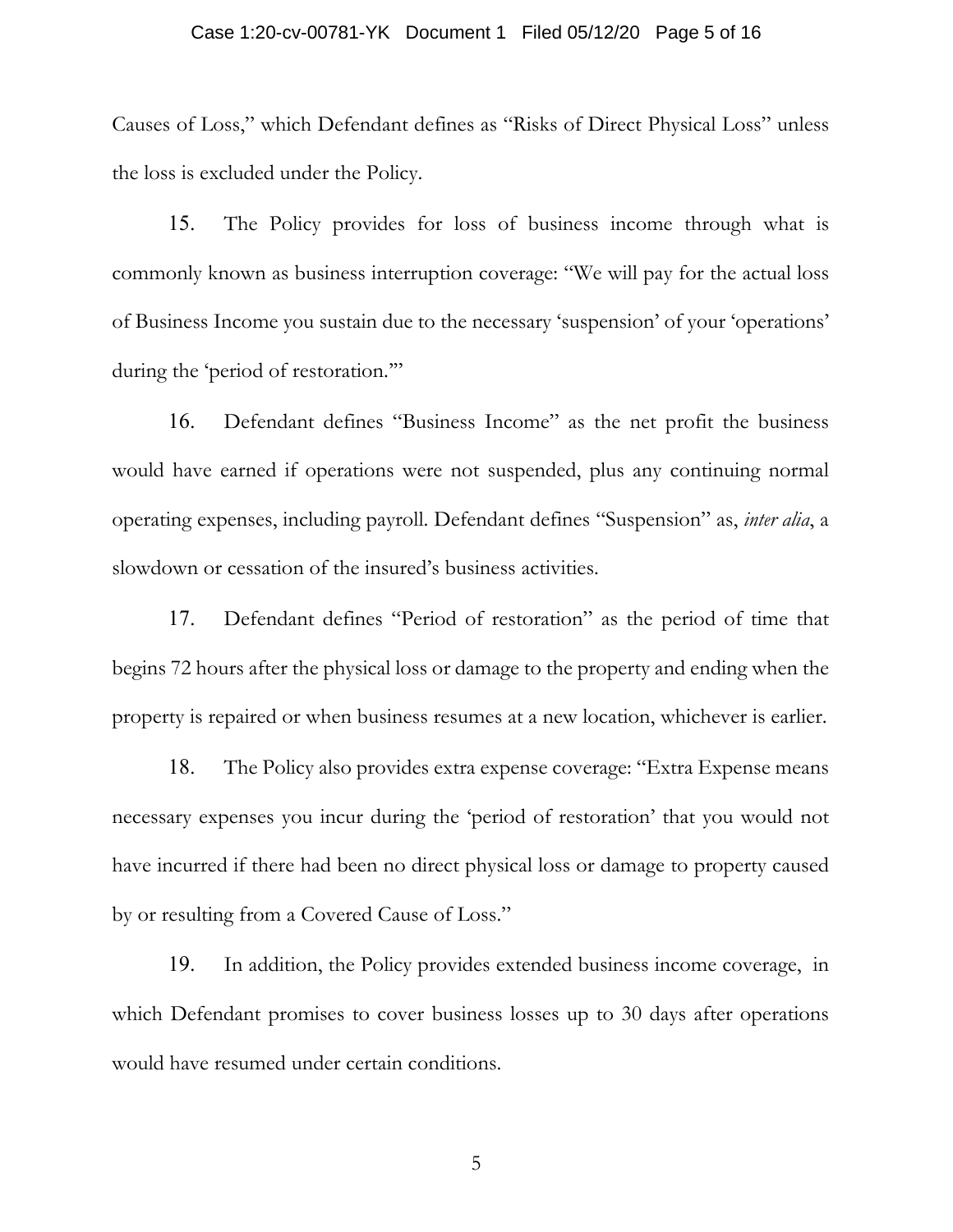Causes of Loss," which Defendant defines as "Risks of Direct Physical Loss" unless the loss is excluded under the Policy.

15. The Policy provides for loss of business income through what is commonly known as business interruption coverage: "We will pay for the actual loss of Business Income you sustain due to the necessary 'suspension' of your 'operations' during the 'period of restoration.'"

16. Defendant defines "Business Income" as the net profit the business would have earned if operations were not suspended, plus any continuing normal operating expenses, including payroll. Defendant defines "Suspension" as, *inter alia*, a slowdown or cessation of the insured's business activities.

17. Defendant defines "Period of restoration" as the period of time that begins 72 hours after the physical loss or damage to the property and ending when the property is repaired or when business resumes at a new location, whichever is earlier.

18. The Policy also provides extra expense coverage: "Extra Expense means necessary expenses you incur during the 'period of restoration' that you would not have incurred if there had been no direct physical loss or damage to property caused by or resulting from a Covered Cause of Loss."

19. In addition, the Policy provides extended business income coverage, in which Defendant promises to cover business losses up to 30 days after operations would have resumed under certain conditions.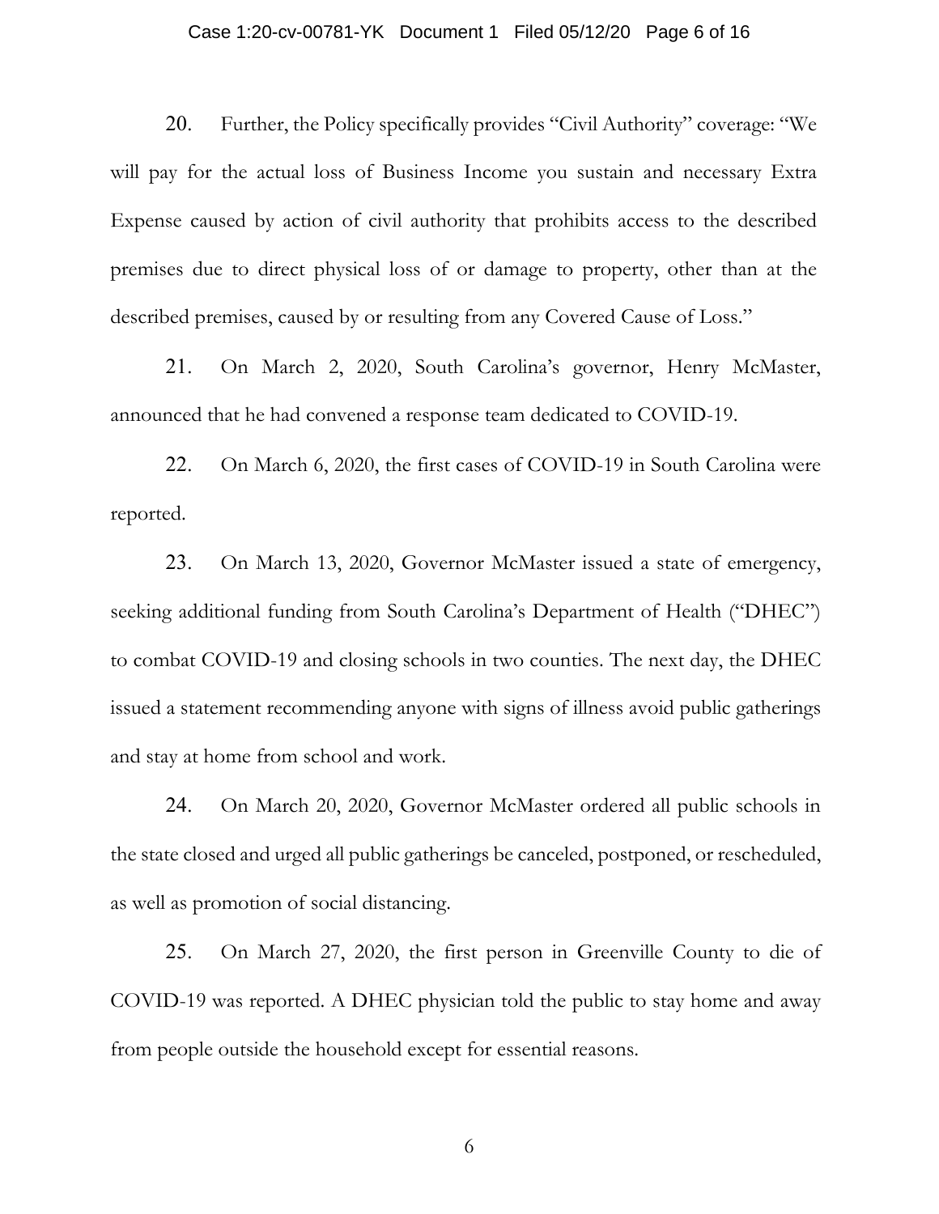20. Further, the Policy specifically provides "Civil Authority" coverage: "We will pay for the actual loss of Business Income you sustain and necessary Extra Expense caused by action of civil authority that prohibits access to the described premises due to direct physical loss of or damage to property, other than at the described premises, caused by or resulting from any Covered Cause of Loss."

21. On March 2, 2020, South Carolina's governor, Henry McMaster, announced that he had convened a response team dedicated to COVID-19.

22. On March 6, 2020, the first cases of COVID-19 in South Carolina were reported.

23. On March 13, 2020, Governor McMaster issued a state of emergency, seeking additional funding from South Carolina's Department of Health ("DHEC") to combat COVID-19 and closing schools in two counties. The next day, the DHEC issued a statement recommending anyone with signs of illness avoid public gatherings and stay at home from school and work.

24. On March 20, 2020, Governor McMaster ordered all public schools in the state closed and urged all public gatherings be canceled, postponed, or rescheduled, as well as promotion of social distancing.

25. On March 27, 2020, the first person in Greenville County to die of COVID-19 was reported. A DHEC physician told the public to stay home and away from people outside the household except for essential reasons.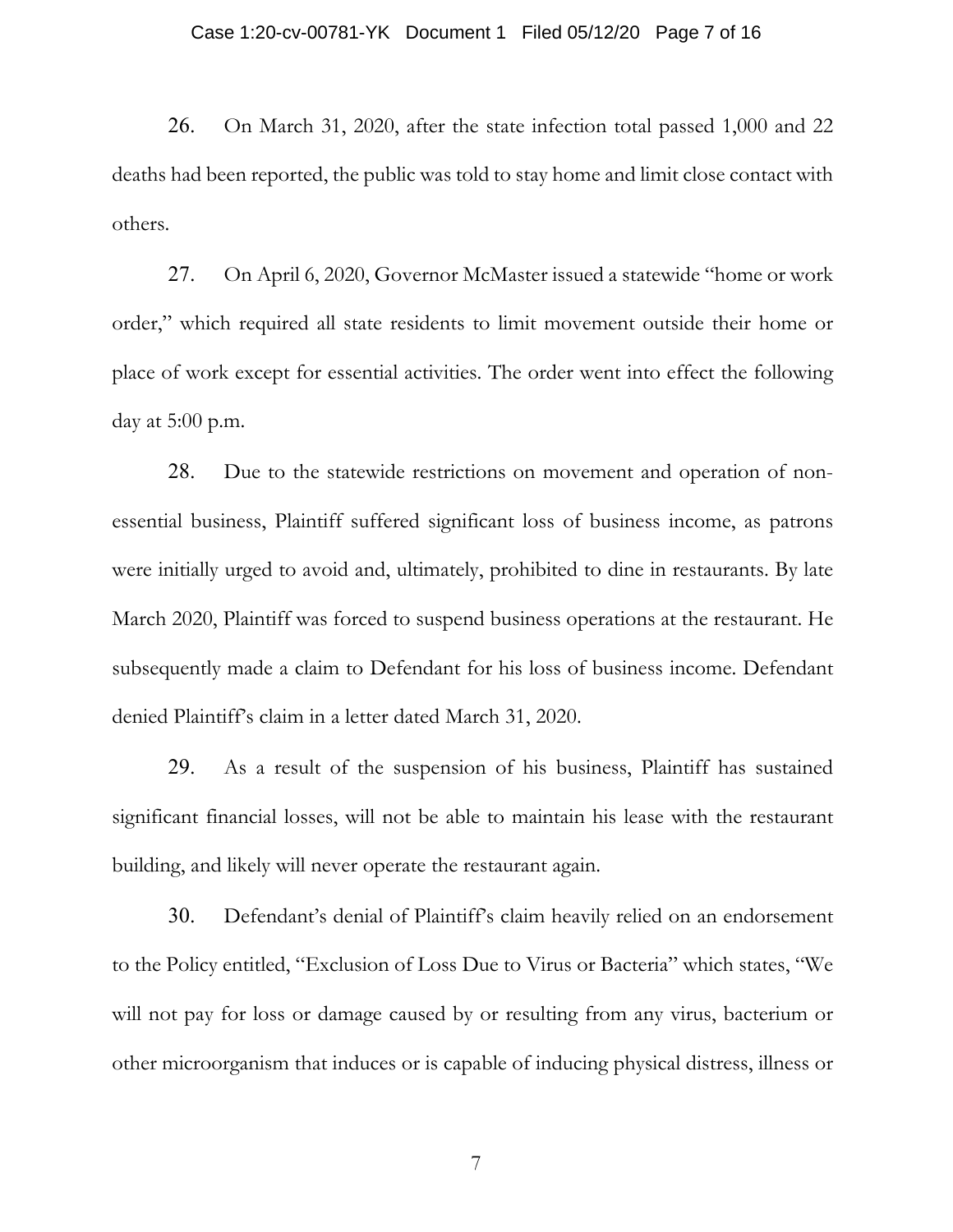26. On March 31, 2020, after the state infection total passed 1,000 and 22 deaths had been reported, the public was told to stay home and limit close contact with others.

27. On April 6, 2020, Governor McMaster issued a statewide "home or work order," which required all state residents to limit movement outside their home or place of work except for essential activities. The order went into effect the following day at 5:00 p.m.

28. Due to the statewide restrictions on movement and operation of non-essential business, Plaintiff suffered significant loss of business income, as patrons were initially urged to avoid and, ultimately, prohibited to dine in restaurants. By late March 2020, Plaintiff was forced to suspend business operations at the restaurant. He subsequently made a claim to Defendant for his loss of business income. Defendant denied Plaintiff's claim in a letter dated March 31, 2020.

29. As a result of the suspension of his business, Plaintiff has sustained significant financial losses, will not be able to maintain his lease with the restaurant building, and likely will never operate the restaurant again.

30. Defendant's denial of Plaintiff's claim heavily relied on an endorsement to the Policy entitled, "Exclusion of Loss Due to Virus or Bacteria" which states, "We will not pay for loss or damage caused by or resulting from any virus, bacterium or other microorganism that induces or is capable of inducing physical distress, illness or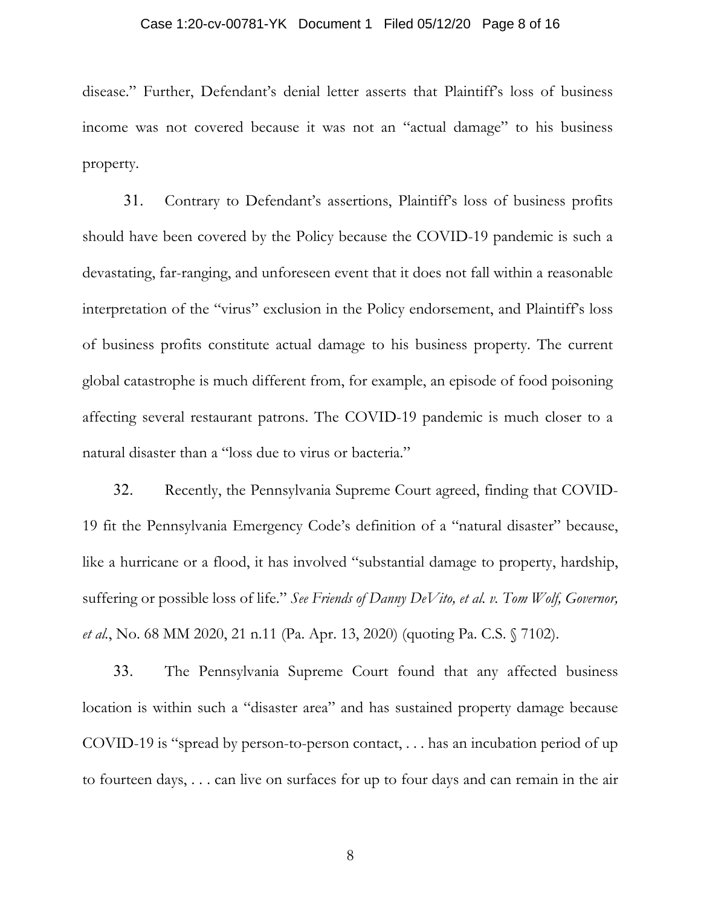disease." Further, Defendant's denial letter asserts that Plaintiff's loss of business income was not covered because it was not an "actual damage" to his business property.

31. Contrary to Defendant's assertions, Plaintiff's loss of business profits should have been covered by the Policy because the COVID-19 pandemic is such a devastating, far-ranging, and unforeseen event that it does not fall within a reasonable interpretation of the "virus" exclusion in the Policy endorsement, and Plaintiff's loss of business profits constitute actual damage to his business property. The current global catastrophe is much different from, for example, an episode of food poisoning affecting several restaurant patrons. The COVID-19 pandemic is much closer to a natural disaster than a "loss due to virus or bacteria."

32. Recently, the Pennsylvania Supreme Court agreed, finding that COVID-19 fit the Pennsylvania Emergency Code's definition of a "natural disaster" because, like a hurricane or a flood, it has involved "substantial damage to property, hardship, suffering or possible loss of life." *See Friends of Danny DeVito, et al. v. Tom Wolf, Governor, et al.*, No. 68 MM 2020, 21 n.11 (Pa. Apr. 13, 2020) (quoting Pa. C.S. § 7102).

33. The Pennsylvania Supreme Court found that any affected business location is within such a "disaster area" and has sustained property damage because COVID-19 is "spread by person-to-person contact, . . . has an incubation period of up to fourteen days, . . . can live on surfaces for up to four days and can remain in the air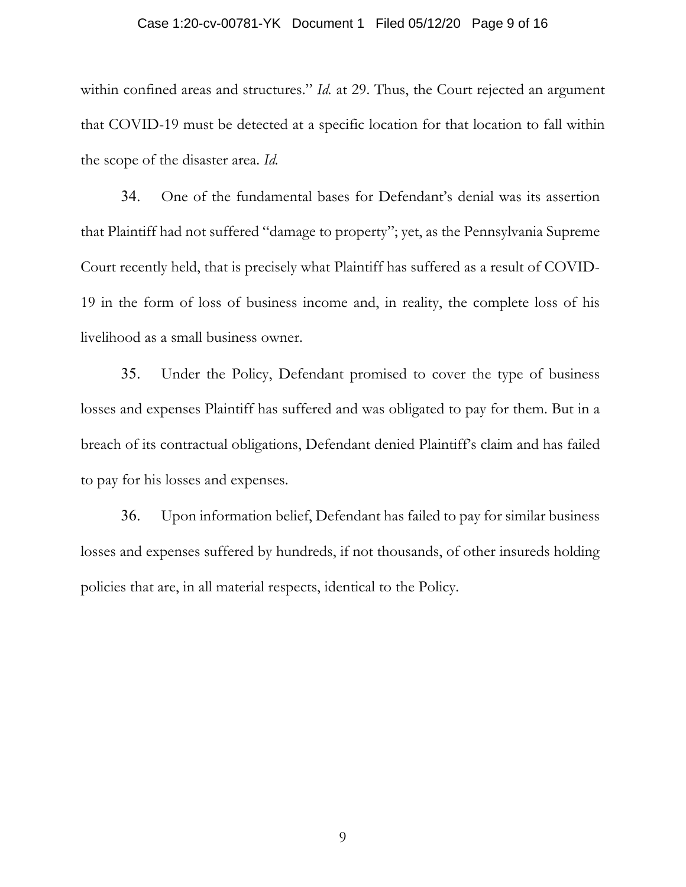within confined areas and structures." *Id.* at 29. Thus, the Court rejected an argument that COVID-19 must be detected at a specific location for that location to fall within the scope of the disaster area. *Id.*

34. One of the fundamental bases for Defendant's denial was its assertion that Plaintiff had not suffered "damage to property"; yet, as the Pennsylvania Supreme Court recently held, that is precisely what Plaintiff has suffered as a result of COVID-19 in the form of loss of business income and, in reality, the complete loss of his livelihood as a small business owner.

35. Under the Policy, Defendant promised to cover the type of business losses and expenses Plaintiff has suffered and was obligated to pay for them. But in a breach of its contractual obligations, Defendant denied Plaintiff's claim and has failed to pay for his losses and expenses.

36. Upon information belief, Defendant has failed to pay for similar business losses and expenses suffered by hundreds, if not thousands, of other insureds holding policies that are, in all material respects, identical to the Policy.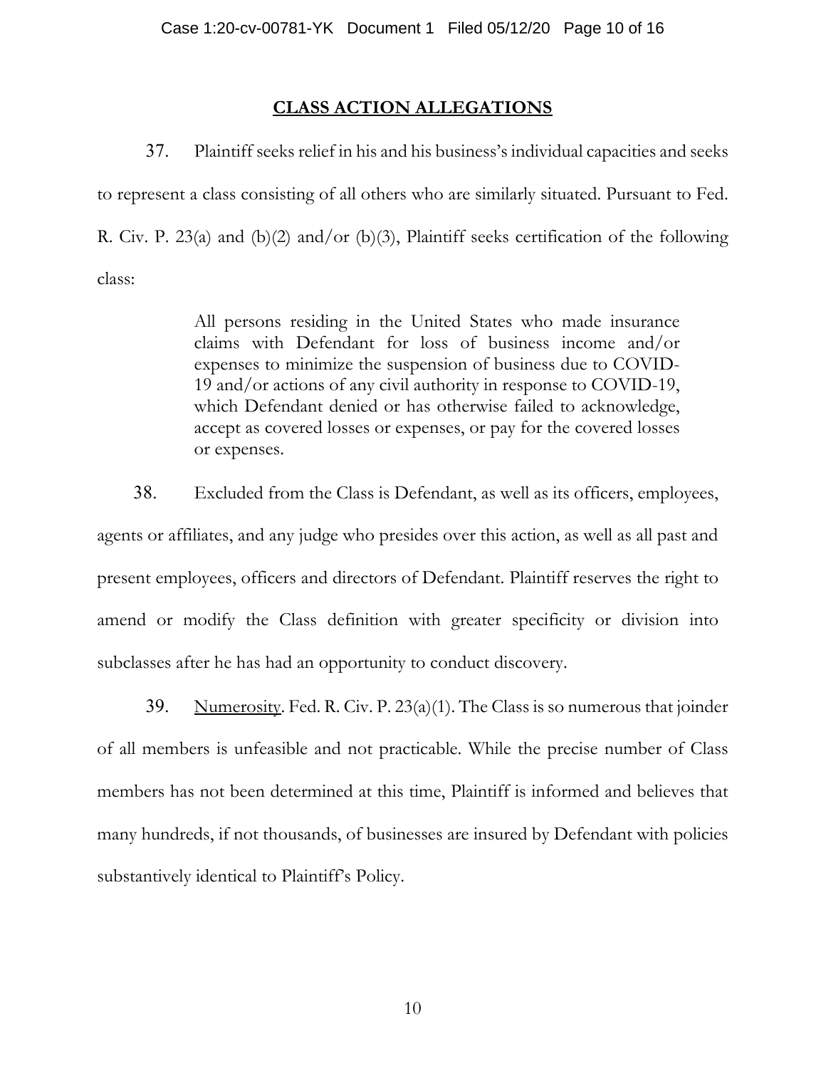## CLASS ACTION ALLEGATIONS

37. Plaintiff seeks relief in his and his business's individual capacities and seeks to represent a class consisting of all others who are similarly situated. Pursuant to Fed. R. Civ. P. 23(a) and (b)(2) and/or (b)(3), Plaintiff seeks certification of the following class:

> All persons residing in the United States who made insurance claims with Defendant for loss of business income and/or expenses to minimize the suspension of business due to COVID-19 and/or actions of any civil authority in response to COVID-19, which Defendant denied or has otherwise failed to acknowledge, accept as covered losses or expenses, or pay for the covered losses or expenses.

38. Excluded from the Class is Defendant, as well as its officers, employees, agents or affiliates, and any judge who presides over this action, as well as all past and present employees, officers and directors of Defendant. Plaintiff reserves the right to amend or modify the Class definition with greater specificity or division into subclasses after he has had an opportunity to conduct discovery.

39. Numerosity. Fed. R. Civ. P. 23(a)(1). The Class is so numerous that joinder of all members is unfeasible and not practicable. While the precise number of Class members has not been determined at this time, Plaintiff is informed and believes that many hundreds, if not thousands, of businesses are insured by Defendant with policies substantively identical to Plaintiff's Policy.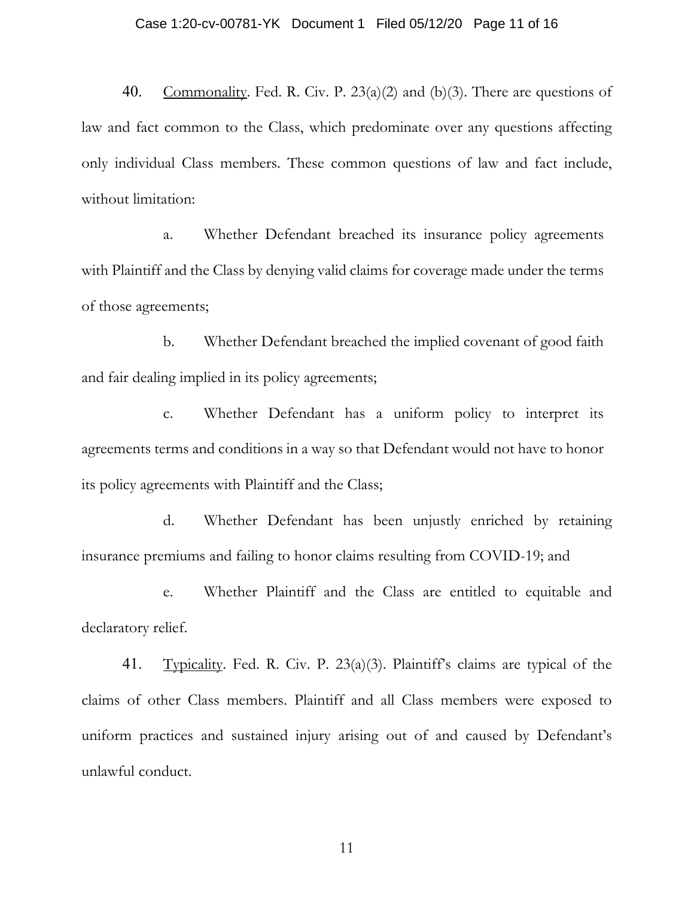40. Commonality. Fed. R. Civ. P. 23(a)(2) and (b)(3). There are questions of law and fact common to the Class, which predominate over any questions affecting only individual Class members. These common questions of law and fact include, without limitation:

a. Whether Defendant breached its insurance policy agreements with Plaintiff and the Class by denying valid claims for coverage made under the terms of those agreements;

b. Whether Defendant breached the implied covenant of good faith and fair dealing implied in its policy agreements;

c. Whether Defendant has a uniform policy to interpret its agreements terms and conditions in a way so that Defendant would not have to honor its policy agreements with Plaintiff and the Class;

d. Whether Defendant has been unjustly enriched by retaining insurance premiums and failing to honor claims resulting from COVID-19; and

e. Whether Plaintiff and the Class are entitled to equitable and declaratory relief.

41. Typicality. Fed. R. Civ. P. 23(a)(3). Plaintiff's claims are typical of the claims of other Class members. Plaintiff and all Class members were exposed to uniform practices and sustained injury arising out of and caused by Defendant's unlawful conduct.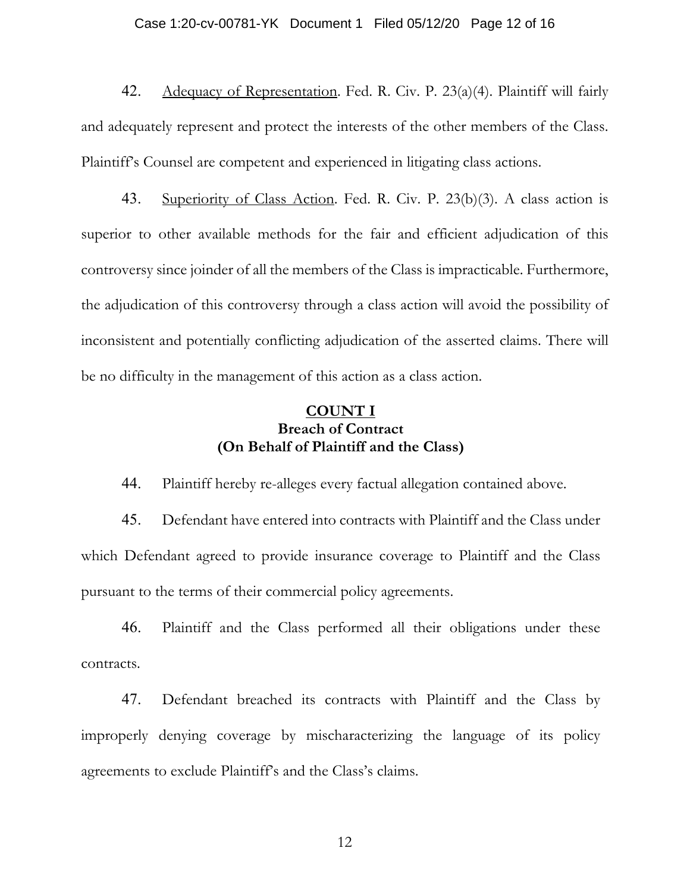42. Adequacy of Representation. Fed. R. Civ. P. 23(a)(4). Plaintiff will fairly and adequately represent and protect the interests of the other members of the Class. Plaintiff's Counsel are competent and experienced in litigating class actions.

43. Superiority of Class Action. Fed. R. Civ. P. 23(b)(3). A class action is superior to other available methods for the fair and efficient adjudication of this controversy since joinder of all the members of the Class is impracticable. Furthermore, the adjudication of this controversy through a class action will avoid the possibility of inconsistent and potentially conflicting adjudication of the asserted claims. There will be no difficulty in the management of this action as a class action.

## COUNT I
### Breach of Contract
### (On Behalf of Plaintiff and the Class)

44. Plaintiff hereby re-alleges every factual allegation contained above.

45. Defendant have entered into contracts with Plaintiff and the Class under which Defendant agreed to provide insurance coverage to Plaintiff and the Class pursuant to the terms of their commercial policy agreements.

46. Plaintiff and the Class performed all their obligations under these contracts.

47. Defendant breached its contracts with Plaintiff and the Class by improperly denying coverage by mischaracterizing the language of its policy agreements to exclude Plaintiff's and the Class's claims.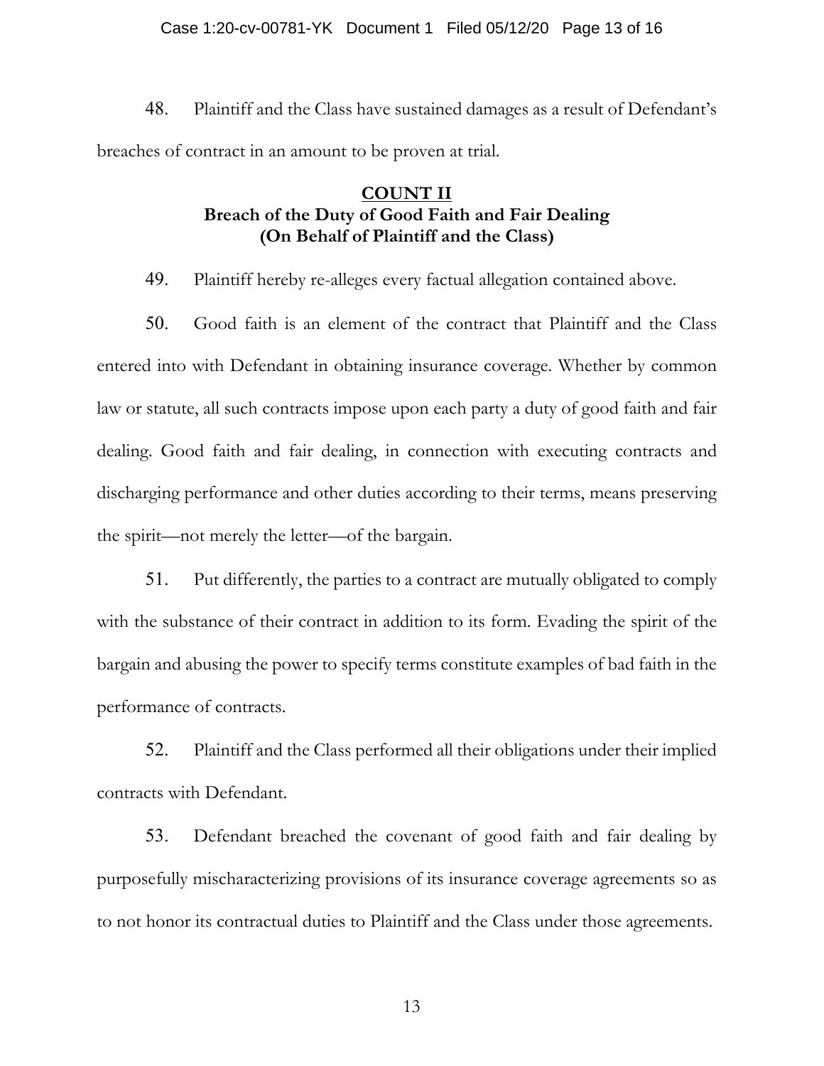48. Plaintiff and the Class have sustained damages as a result of Defendant's breaches of contract in an amount to be proven at trial.

## COUNT II
### Breach of the Duty of Good Faith and Fair Dealing
### (On Behalf of Plaintiff and the Class)

49. Plaintiff hereby re-alleges every factual allegation contained above.

50. Good faith is an element of the contract that Plaintiff and the Class entered into with Defendant in obtaining insurance coverage. Whether by common law or statute, all such contracts impose upon each party a duty of good faith and fair dealing. Good faith and fair dealing, in connection with executing contracts and discharging performance and other duties according to their terms, means preserving the spirit—not merely the letter—of the bargain.

51. Put differently, the parties to a contract are mutually obligated to comply with the substance of their contract in addition to its form. Evading the spirit of the bargain and abusing the power to specify terms constitute examples of bad faith in the performance of contracts.

52. Plaintiff and the Class performed all their obligations under their implied contracts with Defendant.

53. Defendant breached the covenant of good faith and fair dealing by purposefully mischaracterizing provisions of its insurance coverage agreements so as to not honor its contractual duties to Plaintiff and the Class under those agreements.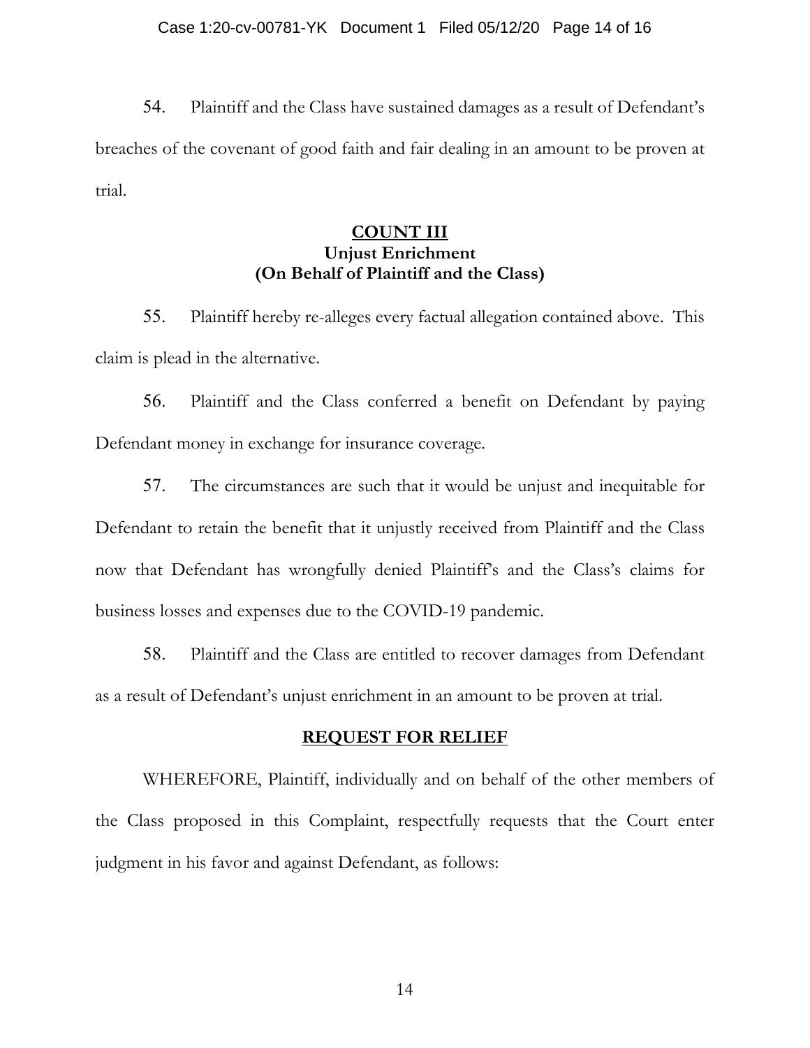54. Plaintiff and the Class have sustained damages as a result of Defendant's breaches of the covenant of good faith and fair dealing in an amount to be proven at trial.

## COUNT III
### Unjust Enrichment
### (On Behalf of Plaintiff and the Class)

55. Plaintiff hereby re-alleges every factual allegation contained above. This claim is plead in the alternative.

56. Plaintiff and the Class conferred a benefit on Defendant by paying Defendant money in exchange for insurance coverage.

57. The circumstances are such that it would be unjust and inequitable for Defendant to retain the benefit that it unjustly received from Plaintiff and the Class now that Defendant has wrongfully denied Plaintiff's and the Class's claims for business losses and expenses due to the COVID-19 pandemic.

58. Plaintiff and the Class are entitled to recover damages from Defendant as a result of Defendant's unjust enrichment in an amount to be proven at trial.

## REQUEST FOR RELIEF

WHEREFORE, Plaintiff, individually and on behalf of the other members of the Class proposed in this Complaint, respectfully requests that the Court enter judgment in his favor and against Defendant, as follows: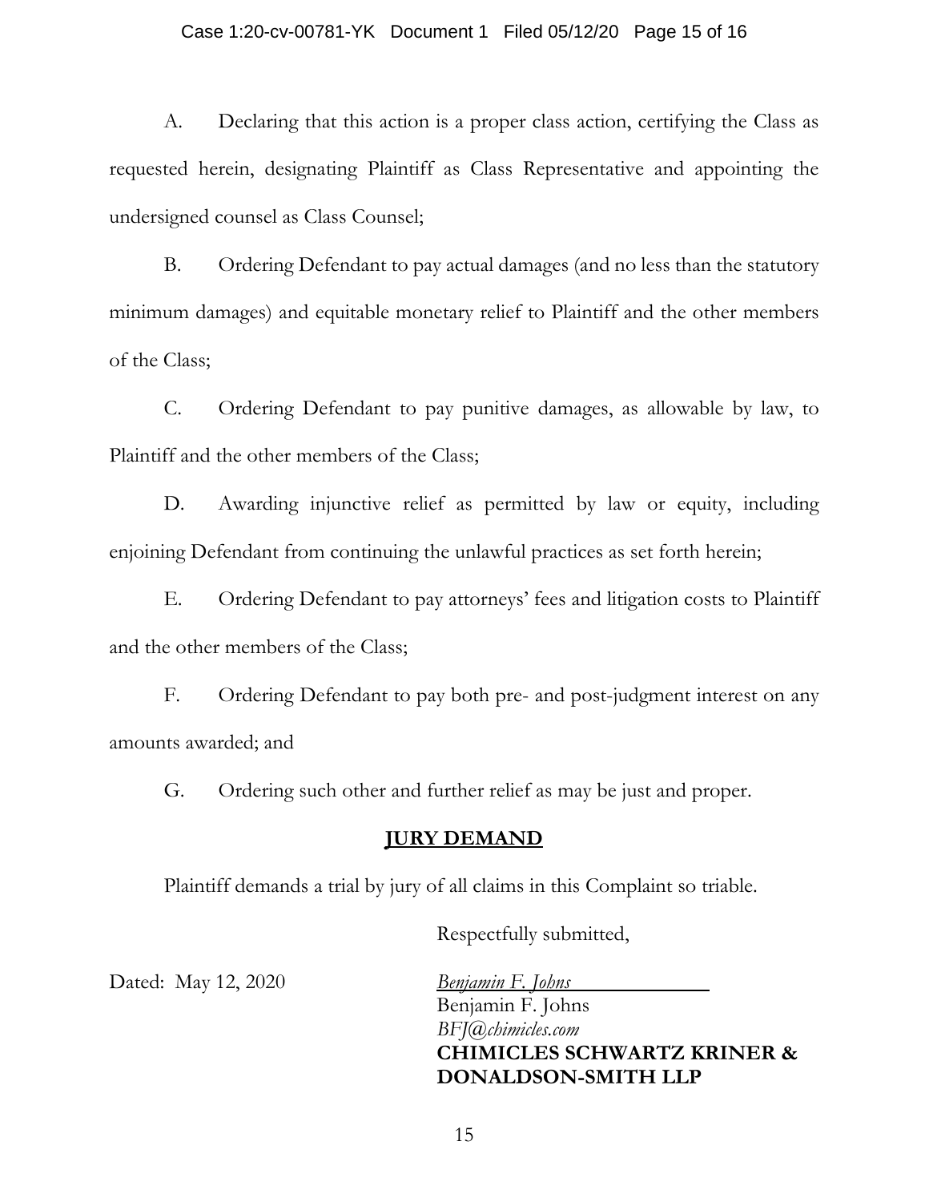A. Declaring that this action is a proper class action, certifying the Class as requested herein, designating Plaintiff as Class Representative and appointing the undersigned counsel as Class Counsel;

B. Ordering Defendant to pay actual damages (and no less than the statutory minimum damages) and equitable monetary relief to Plaintiff and the other members of the Class;

C. Ordering Defendant to pay punitive damages, as allowable by law, to Plaintiff and the other members of the Class;

D. Awarding injunctive relief as permitted by law or equity, including enjoining Defendant from continuing the unlawful practices as set forth herein;

E. Ordering Defendant to pay attorneys' fees and litigation costs to Plaintiff and the other members of the Class;

F. Ordering Defendant to pay both pre- and post-judgment interest on any amounts awarded; and

G. Ordering such other and further relief as may be just and proper.

## JURY DEMAND

Plaintiff demands a trial by jury of all claims in this Complaint so triable.

Respectfully submitted,

Dated: May 12, 2020

*Benjamin F. Johns*
Benjamin F. Johns
*BFJ@chimicles.com*
**CHIMICLES SCHWARTZ KRINER & DONALDSON-SMITH LLP**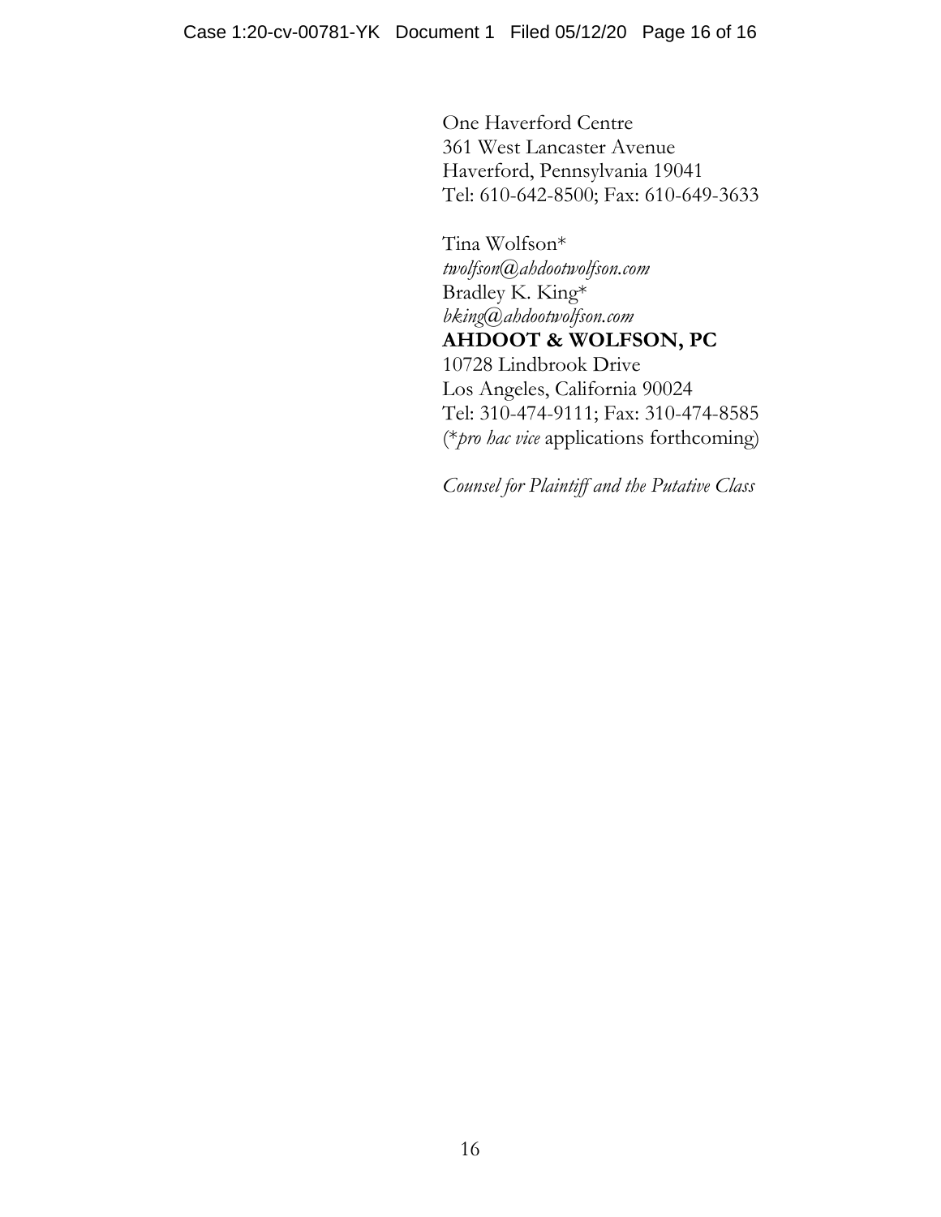One Haverford Centre
361 West Lancaster Avenue
Haverford, Pennsylvania 19041
Tel: 610-642-8500; Fax: 610-649-3633

Tina Wolfson*
*twolfson@ahdootwolfson.com*
Bradley K. King*
*bking@ahdootwolfson.com*
**AHDOOT & WOLFSON, PC**
10728 Lindbrook Drive
Los Angeles, California 90024
Tel: 310-474-9111; Fax: 310-474-8585
(**pro hac vice* applications forthcoming)

*Counsel for Plaintiff and the Putative Class*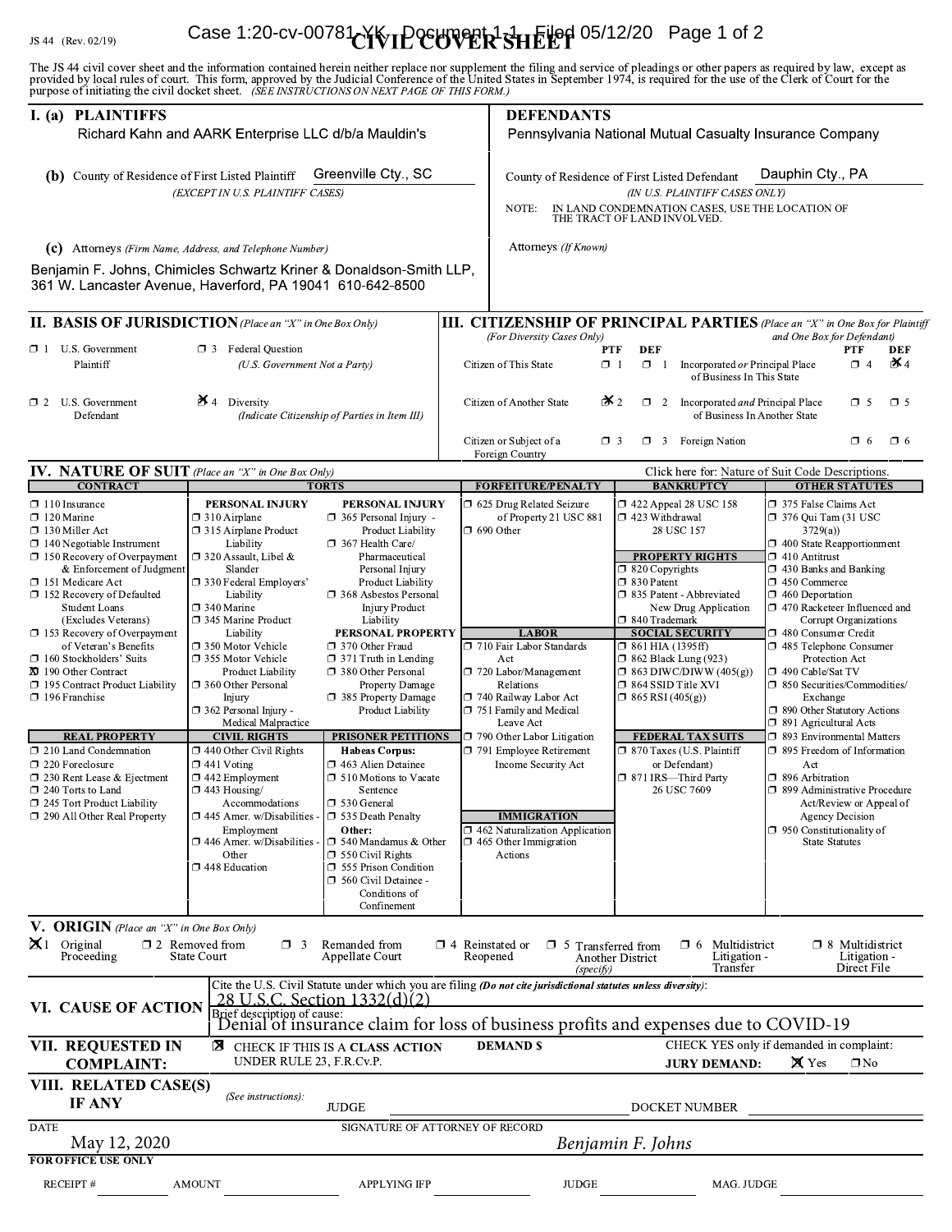JS 44 (Rev. 02/19)

# CIVIL COVER SHEET

The JS 44 civil cover sheet and the information contained herein neither replace nor supplement the filing and service of pleadings or other papers as required by law, except as provided by local rules of court. This form, approved by the Judicial Conference of the United States in September 1974, is required for the use of the Clerk of Court for the purpose of initiating the civil docket sheet. *(SEE INSTRUCTIONS ON NEXT PAGE OF THIS FORM.)*

## I. (a) PLAINTIFFS

Richard Kahn and AARK Enterprise LLC d/b/a Mauldin's

**(b)** County of Residence of First Listed Plaintiff: Greenville Cty., SC
*(EXCEPT IN U.S. PLAINTIFF CASES)*

**(c)** Attorneys *(Firm Name, Address, and Telephone Number)*

Benjamin F. Johns, Chimicles Schwartz Kriner & Donaldson-Smith LLP, 361 W. Lancaster Avenue, Haverford, PA 19041 610-642-8500

## DEFENDANTS

Pennsylvania National Mutual Casualty Insurance Company

County of Residence of First Listed Defendant: Dauphin Cty., PA
*(IN U.S. PLAINTIFF CASES ONLY)*

NOTE: IN LAND CONDEMNATION CASES, USE THE LOCATION OF THE TRACT OF LAND INVOLVED.

Attorneys *(If Known)*

## II. BASIS OF JURISDICTION *(Place an "X" in One Box Only)*

- ☐ 1 U.S. Government Plaintiff
- ☐ 3 Federal Question *(U.S. Government Not a Party)*
- ☐ 2 U.S. Government Defendant
- ☒ 4 Diversity *(Indicate Citizenship of Parties in Item III)*

## III. CITIZENSHIP OF PRINCIPAL PARTIES *(Place an "X" in One Box for Plaintiff and One Box for Defendant)* *(For Diversity Cases Only)*

| | PTF | DEF | | PTF | DEF |
|---|---|---|---|---|---|
| Citizen of This State | ☐ 1 | ☐ 1 | Incorporated *or* Principal Place of Business In This State | ☐ 4 | ☒ 4 |
| Citizen of Another State | ☒ 2 | ☐ 2 | Incorporated *and* Principal Place of Business In Another State | ☐ 5 | ☐ 5 |
| Citizen or Subject of a Foreign Country | ☐ 3 | ☐ 3 | Foreign Nation | ☐ 6 | ☐ 6 |

## IV. NATURE OF SUIT *(Place an "X" in One Box Only)*

Click here for: Nature of Suit Code Descriptions.

**CONTRACT**
- ☐ 110 Insurance
- ☐ 120 Marine
- ☐ 130 Miller Act
- ☐ 140 Negotiable Instrument
- ☐ 150 Recovery of Overpayment & Enforcement of Judgment
- ☐ 151 Medicare Act
- ☐ 152 Recovery of Defaulted Student Loans (Excludes Veterans)
- ☐ 153 Recovery of Overpayment of Veteran's Benefits
- ☐ 160 Stockholders' Suits
- ☒ 190 Other Contract
- ☐ 195 Contract Product Liability
- ☐ 196 Franchise

**REAL PROPERTY**
- ☐ 210 Land Condemnation
- ☐ 220 Foreclosure
- ☐ 230 Rent Lease & Ejectment
- ☐ 240 Torts to Land
- ☐ 245 Tort Product Liability
- ☐ 290 All Other Real Property

**TORTS — PERSONAL INJURY**
- ☐ 310 Airplane
- ☐ 315 Airplane Product Liability
- ☐ 320 Assault, Libel & Slander
- ☐ 330 Federal Employers' Liability
- ☐ 340 Marine
- ☐ 345 Marine Product Liability
- ☐ 350 Motor Vehicle
- ☐ 355 Motor Vehicle Product Liability
- ☐ 360 Other Personal Injury
- ☐ 362 Personal Injury - Medical Malpractice

**TORTS — PERSONAL INJURY**
- ☐ 365 Personal Injury - Product Liability
- ☐ 367 Health Care/ Pharmaceutical Personal Injury Product Liability
- ☐ 368 Asbestos Personal Injury Product Liability

**PERSONAL PROPERTY**
- ☐ 370 Other Fraud
- ☐ 371 Truth in Lending
- ☐ 380 Other Personal Property Damage
- ☐ 385 Property Damage Product Liability

**CIVIL RIGHTS**
- ☐ 440 Other Civil Rights
- ☐ 441 Voting
- ☐ 442 Employment
- ☐ 443 Housing/ Accommodations
- ☐ 445 Amer. w/Disabilities - Employment
- ☐ 446 Amer. w/Disabilities - Other
- ☐ 448 Education

**PRISONER PETITIONS**
Habeas Corpus:
- ☐ 463 Alien Detainee
- ☐ 510 Motions to Vacate Sentence
- ☐ 530 General
- ☐ 535 Death Penalty

Other:
- ☐ 540 Mandamus & Other
- ☐ 550 Civil Rights
- ☐ 555 Prison Condition
- ☐ 560 Civil Detainee - Conditions of Confinement

**FORFEITURE/PENALTY**
- ☐ 625 Drug Related Seizure of Property 21 USC 881
- ☐ 690 Other

**LABOR**
- ☐ 710 Fair Labor Standards Act
- ☐ 720 Labor/Management Relations
- ☐ 740 Railway Labor Act
- ☐ 751 Family and Medical Leave Act
- ☐ 790 Other Labor Litigation
- ☐ 791 Employee Retirement Income Security Act

**IMMIGRATION**
- ☐ 462 Naturalization Application
- ☐ 465 Other Immigration Actions

**BANKRUPTCY**
- ☐ 422 Appeal 28 USC 158
- ☐ 423 Withdrawal 28 USC 157

**PROPERTY RIGHTS**
- ☐ 820 Copyrights
- ☐ 830 Patent
- ☐ 835 Patent - Abbreviated New Drug Application
- ☐ 840 Trademark

**SOCIAL SECURITY**
- ☐ 861 HIA (1395ff)
- ☐ 862 Black Lung (923)
- ☐ 863 DIWC/DIWW (405(g))
- ☐ 864 SSID Title XVI
- ☐ 865 RSI (405(g))

**FEDERAL TAX SUITS**
- ☐ 870 Taxes (U.S. Plaintiff or Defendant)
- ☐ 871 IRS—Third Party 26 USC 7609

**OTHER STATUTES**
- ☐ 375 False Claims Act
- ☐ 376 Qui Tam (31 USC 3729(a))
- ☐ 400 State Reapportionment
- ☐ 410 Antitrust
- ☐ 430 Banks and Banking
- ☐ 450 Commerce
- ☐ 460 Deportation
- ☐ 470 Racketeer Influenced and Corrupt Organizations
- ☐ 480 Consumer Credit
- ☐ 485 Telephone Consumer Protection Act
- ☐ 490 Cable/Sat TV
- ☐ 850 Securities/Commodities/ Exchange
- ☐ 890 Other Statutory Actions
- ☐ 891 Agricultural Acts
- ☐ 893 Environmental Matters
- ☐ 895 Freedom of Information Act
- ☐ 896 Arbitration
- ☐ 899 Administrative Procedure Act/Review or Appeal of Agency Decision
- ☐ 950 Constitutionality of State Statutes

## V. ORIGIN *(Place an "X" in One Box Only)*

- ☒ 1 Original Proceeding
- ☐ 2 Removed from State Court
- ☐ 3 Remanded from Appellate Court
- ☐ 4 Reinstated or Reopened
- ☐ 5 Transferred from Another District *(specify)*
- ☐ 6 Multidistrict Litigation - Transfer
- ☐ 8 Multidistrict Litigation - Direct File

## VI. CAUSE OF ACTION

Cite the U.S. Civil Statute under which you are filing *(Do not cite jurisdictional statutes unless diversity)*:
28 U.S.C. Section 1332(d)(2)

Brief description of cause:
Denial of insurance claim for loss of business profits and expenses due to COVID-19

## VII. REQUESTED IN COMPLAINT:

☒ CHECK IF THIS IS A **CLASS ACTION** UNDER RULE 23, F.R.Cv.P.

**DEMAND $**

CHECK YES only if demanded in complaint:
**JURY DEMAND:** ☒ Yes ☐ No

## VIII. RELATED CASE(S) IF ANY

*(See instructions):* JUDGE ______ DOCKET NUMBER ______

DATE: May 12, 2020

SIGNATURE OF ATTORNEY OF RECORD: *Benjamin F. Johns*

**FOR OFFICE USE ONLY**

RECEIPT # ______ AMOUNT ______ APPLYING IFP ______ JUDGE ______ MAG. JUDGE ______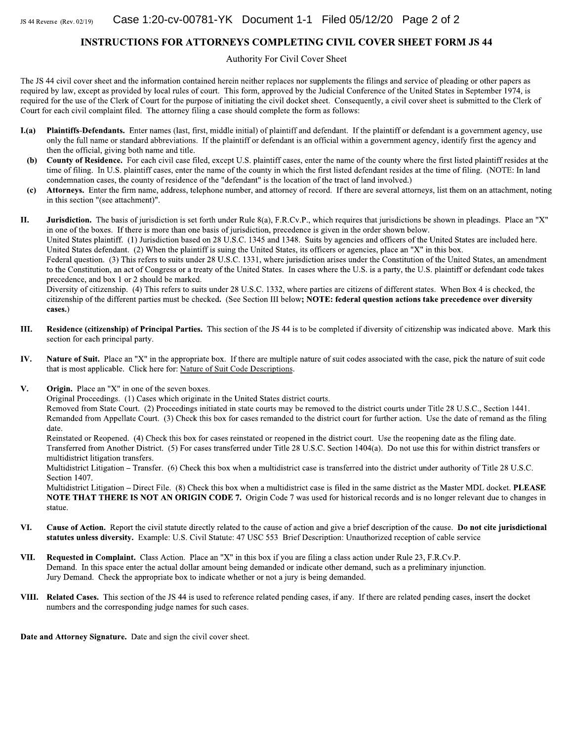# INSTRUCTIONS FOR ATTORNEYS COMPLETING CIVIL COVER SHEET FORM JS 44

Authority For Civil Cover Sheet

The JS 44 civil cover sheet and the information contained herein neither replaces nor supplements the filings and service of pleading or other papers as required by law, except as provided by local rules of court. This form, approved by the Judicial Conference of the United States in September 1974, is required for the use of the Clerk of Court for the purpose of initiating the civil docket sheet. Consequently, a civil cover sheet is submitted to the Clerk of Court for each civil complaint filed. The attorney filing a case should complete the form as follows:

**I.(a)** **Plaintiffs-Defendants.** Enter names (last, first, middle initial) of plaintiff and defendant. If the plaintiff or defendant is a government agency, use only the full name or standard abbreviations. If the plaintiff or defendant is an official within a government agency, identify first the agency and then the official, giving both name and title.

**(b)** **County of Residence.** For each civil case filed, except U.S. plaintiff cases, enter the name of the county where the first listed plaintiff resides at the time of filing. In U.S. plaintiff cases, enter the name of the county in which the first listed defendant resides at the time of filing. (NOTE: In land condemnation cases, the county of residence of the "defendant" is the location of the tract of land involved.)

**(c)** **Attorneys.** Enter the firm name, address, telephone number, and attorney of record. If there are several attorneys, list them on an attachment, noting in this section "(see attachment)".

**II.** **Jurisdiction.** The basis of jurisdiction is set forth under Rule 8(a), F.R.Cv.P., which requires that jurisdictions be shown in pleadings. Place an "X" in one of the boxes. If there is more than one basis of jurisdiction, precedence is given in the order shown below.
United States plaintiff. (1) Jurisdiction based on 28 U.S.C. 1345 and 1348. Suits by agencies and officers of the United States are included here.
United States defendant. (2) When the plaintiff is suing the United States, its officers or agencies, place an "X" in this box.
Federal question. (3) This refers to suits under 28 U.S.C. 1331, where jurisdiction arises under the Constitution of the United States, an amendment to the Constitution, an act of Congress or a treaty of the United States. In cases where the U.S. is a party, the U.S. plaintiff or defendant code takes precedence, and box 1 or 2 should be marked.
Diversity of citizenship. (4) This refers to suits under 28 U.S.C. 1332, where parties are citizens of different states. When Box 4 is checked, the citizenship of the different parties must be checked. (See Section III below; **NOTE: federal question actions take precedence over diversity cases.)**

**III.** **Residence (citizenship) of Principal Parties.** This section of the JS 44 is to be completed if diversity of citizenship was indicated above. Mark this section for each principal party.

**IV.** **Nature of Suit.** Place an "X" in the appropriate box. If there are multiple nature of suit codes associated with the case, pick the nature of suit code that is most applicable. Click here for: Nature of Suit Code Descriptions.

**V.** **Origin.** Place an "X" in one of the seven boxes.
Original Proceedings. (1) Cases which originate in the United States district courts.
Removed from State Court. (2) Proceedings initiated in state courts may be removed to the district courts under Title 28 U.S.C., Section 1441.
Remanded from Appellate Court. (3) Check this box for cases remanded to the district court for further action. Use the date of remand as the filing date.
Reinstated or Reopened. (4) Check this box for cases reinstated or reopened in the district court. Use the reopening date as the filing date.
Transferred from Another District. (5) For cases transferred under Title 28 U.S.C. Section 1404(a). Do not use this for within district transfers or multidistrict litigation transfers.
Multidistrict Litigation – Transfer. (6) Check this box when a multidistrict case is transferred into the district under authority of Title 28 U.S.C. Section 1407.
Multidistrict Litigation – Direct File. (8) Check this box when a multidistrict case is filed in the same district as the Master MDL docket. **PLEASE NOTE THAT THERE IS NOT AN ORIGIN CODE 7.** Origin Code 7 was used for historical records and is no longer relevant due to changes in statue.

**VI.** **Cause of Action.** Report the civil statute directly related to the cause of action and give a brief description of the cause. **Do not cite jurisdictional statutes unless diversity.** Example: U.S. Civil Statute: 47 USC 553 Brief Description: Unauthorized reception of cable service

**VII.** **Requested in Complaint.** Class Action. Place an "X" in this box if you are filing a class action under Rule 23, F.R.Cv.P.
Demand. In this space enter the actual dollar amount being demanded or indicate other demand, such as a preliminary injunction.
Jury Demand. Check the appropriate box to indicate whether or not a jury is being demanded.

**VIII.** **Related Cases.** This section of the JS 44 is used to reference related pending cases, if any. If there are related pending cases, insert the docket numbers and the corresponding judge names for such cases.

**Date and Attorney Signature.** Date and sign the civil cover sheet.